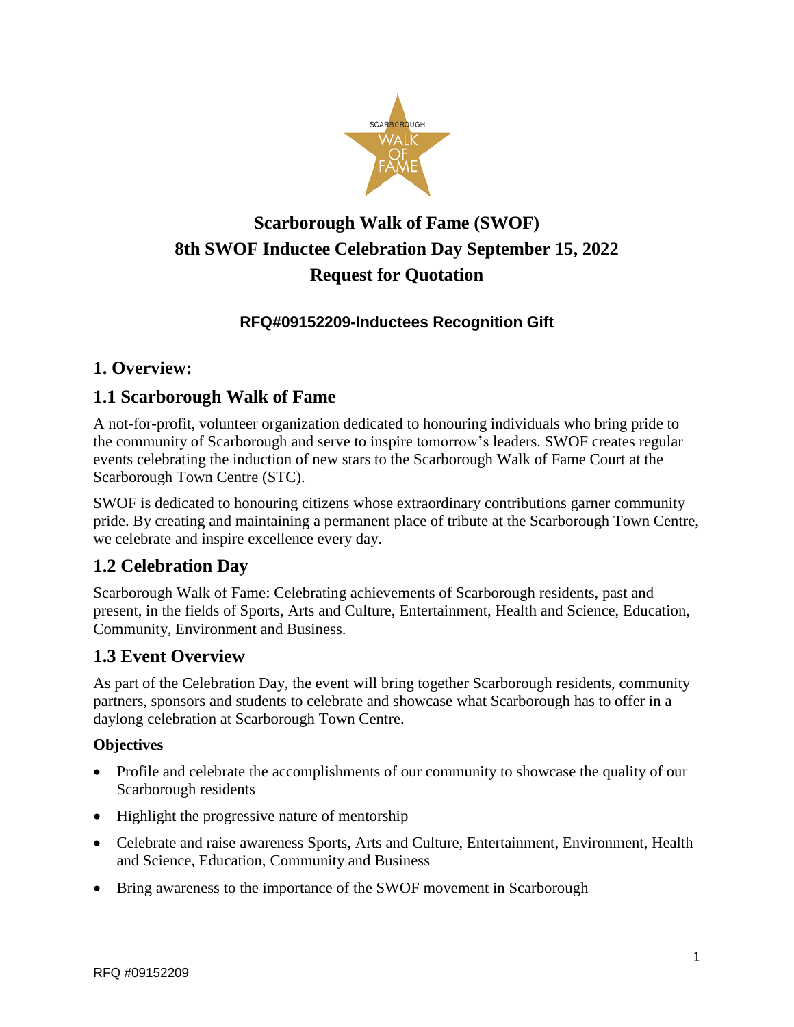# Scarborough Walk of Fame (SWOF)
# 8th SWOF Inductee Celebration Day September 15, 2022
# Request for Quotation

### RFQ#09152209-Inductees Recognition Gift

## 1. Overview:

## 1.1 Scarborough Walk of Fame

A not-for-profit, volunteer organization dedicated to honouring individuals who bring pride to the community of Scarborough and serve to inspire tomorrow's leaders. SWOF creates regular events celebrating the induction of new stars to the Scarborough Walk of Fame Court at the Scarborough Town Centre (STC).

SWOF is dedicated to honouring citizens whose extraordinary contributions garner community pride. By creating and maintaining a permanent place of tribute at the Scarborough Town Centre, we celebrate and inspire excellence every day.

## 1.2 Celebration Day

Scarborough Walk of Fame: Celebrating achievements of Scarborough residents, past and present, in the fields of Sports, Arts and Culture, Entertainment, Health and Science, Education, Community, Environment and Business.

## 1.3 Event Overview

As part of the Celebration Day, the event will bring together Scarborough residents, community partners, sponsors and students to celebrate and showcase what Scarborough has to offer in a daylong celebration at Scarborough Town Centre.

**Objectives**

- Profile and celebrate the accomplishments of our community to showcase the quality of our Scarborough residents
- Highlight the progressive nature of mentorship
- Celebrate and raise awareness Sports, Arts and Culture, Entertainment, Environment, Health and Science, Education, Community and Business
- Bring awareness to the importance of the SWOF movement in Scarborough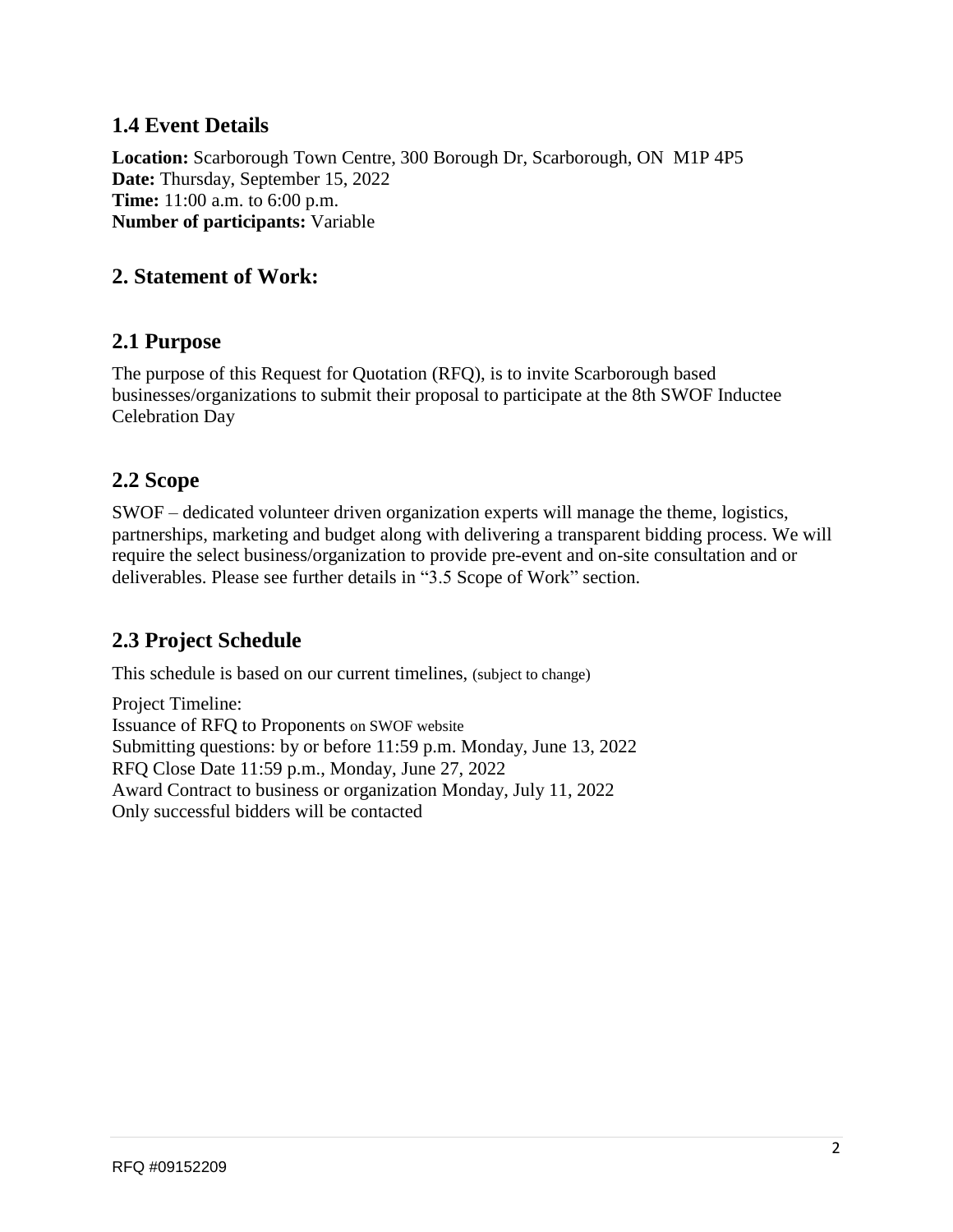## 1.4 Event Details

**Location:** Scarborough Town Centre, 300 Borough Dr, Scarborough, ON M1P 4P5
**Date:** Thursday, September 15, 2022
**Time:** 11:00 a.m. to 6:00 p.m.
**Number of participants:** Variable

## 2. Statement of Work:

## 2.1 Purpose

The purpose of this Request for Quotation (RFQ), is to invite Scarborough based businesses/organizations to submit their proposal to participate at the 8th SWOF Inductee Celebration Day

## 2.2 Scope

SWOF – dedicated volunteer driven organization experts will manage the theme, logistics, partnerships, marketing and budget along with delivering a transparent bidding process. We will require the select business/organization to provide pre-event and on-site consultation and or deliverables. Please see further details in "3.5 Scope of Work" section.

## 2.3 Project Schedule

This schedule is based on our current timelines, (subject to change)

Project Timeline:
Issuance of RFQ to Proponents on SWOF website
Submitting questions: by or before 11:59 p.m. Monday, June 13, 2022
RFQ Close Date 11:59 p.m., Monday, June 27, 2022
Award Contract to business or organization Monday, July 11, 2022
Only successful bidders will be contacted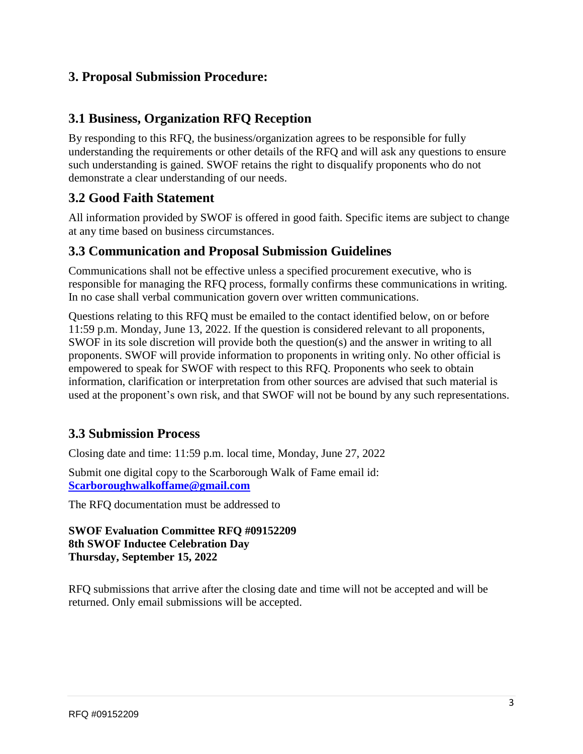## 3. Proposal Submission Procedure:

### 3.1 Business, Organization RFQ Reception

By responding to this RFQ, the business/organization agrees to be responsible for fully understanding the requirements or other details of the RFQ and will ask any questions to ensure such understanding is gained. SWOF retains the right to disqualify proponents who do not demonstrate a clear understanding of our needs.

### 3.2 Good Faith Statement

All information provided by SWOF is offered in good faith. Specific items are subject to change at any time based on business circumstances.

### 3.3 Communication and Proposal Submission Guidelines

Communications shall not be effective unless a specified procurement executive, who is responsible for managing the RFQ process, formally confirms these communications in writing. In no case shall verbal communication govern over written communications.

Questions relating to this RFQ must be emailed to the contact identified below, on or before 11:59 p.m. Monday, June 13, 2022. If the question is considered relevant to all proponents, SWOF in its sole discretion will provide both the question(s) and the answer in writing to all proponents. SWOF will provide information to proponents in writing only. No other official is empowered to speak for SWOF with respect to this RFQ. Proponents who seek to obtain information, clarification or interpretation from other sources are advised that such material is used at the proponent's own risk, and that SWOF will not be bound by any such representations.

### 3.3 Submission Process

Closing date and time: 11:59 p.m. local time, Monday, June 27, 2022

Submit one digital copy to the Scarborough Walk of Fame email id: **Scarboroughwalkoffame@gmail.com**

The RFQ documentation must be addressed to

**SWOF Evaluation Committee RFQ #09152209**
**8th SWOF Inductee Celebration Day**
**Thursday, September 15, 2022**

RFQ submissions that arrive after the closing date and time will not be accepted and will be returned. Only email submissions will be accepted.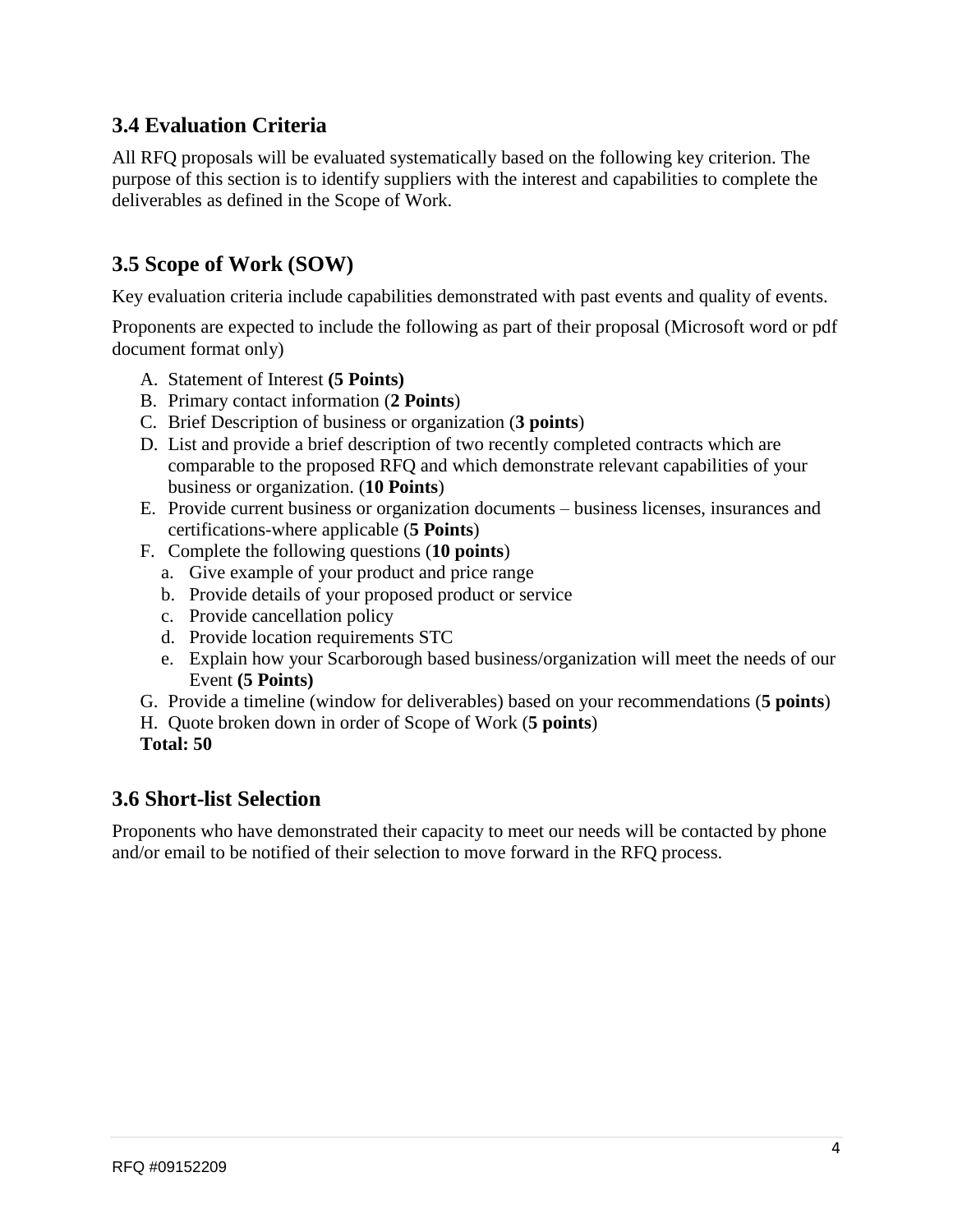## 3.4 Evaluation Criteria

All RFQ proposals will be evaluated systematically based on the following key criterion. The purpose of this section is to identify suppliers with the interest and capabilities to complete the deliverables as defined in the Scope of Work.

## 3.5 Scope of Work (SOW)

Key evaluation criteria include capabilities demonstrated with past events and quality of events.

Proponents are expected to include the following as part of their proposal (Microsoft word or pdf document format only)

A. Statement of Interest **(5 Points)**
B. Primary contact information (**2 Points**)
C. Brief Description of business or organization (**3 points**)
D. List and provide a brief description of two recently completed contracts which are comparable to the proposed RFQ and which demonstrate relevant capabilities of your business or organization. (**10 Points**)
E. Provide current business or organization documents – business licenses, insurances and certifications-where applicable (**5 Points**)
F. Complete the following questions (**10 points**)
   a. Give example of your product and price range
   b. Provide details of your proposed product or service
   c. Provide cancellation policy
   d. Provide location requirements STC
   e. Explain how your Scarborough based business/organization will meet the needs of our Event **(5 Points)**
G. Provide a timeline (window for deliverables) based on your recommendations (**5 points**)
H. Quote broken down in order of Scope of Work (**5 points**)

**Total: 50**

## 3.6 Short-list Selection

Proponents who have demonstrated their capacity to meet our needs will be contacted by phone and/or email to be notified of their selection to move forward in the RFQ process.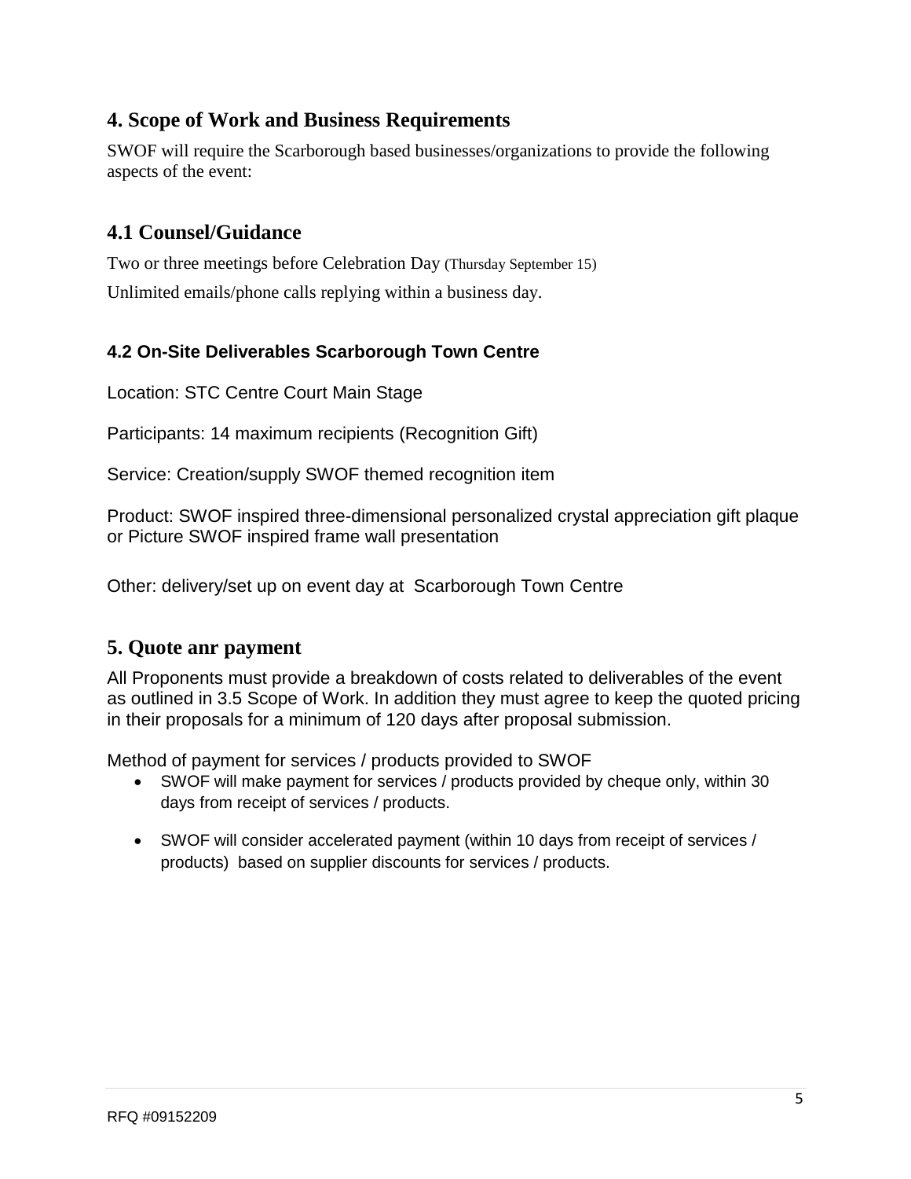## 4. Scope of Work and Business Requirements

SWOF will require the Scarborough based businesses/organizations to provide the following aspects of the event:

## 4.1 Counsel/Guidance

Two or three meetings before Celebration Day (Thursday September 15)

Unlimited emails/phone calls replying within a business day.

### 4.2 On-Site Deliverables Scarborough Town Centre

Location: STC Centre Court Main Stage

Participants: 14 maximum recipients (Recognition Gift)

Service: Creation/supply SWOF themed recognition item

Product: SWOF inspired three-dimensional personalized crystal appreciation gift plaque or Picture SWOF inspired frame wall presentation

Other: delivery/set up on event day at Scarborough Town Centre

## 5. Quote anr payment

All Proponents must provide a breakdown of costs related to deliverables of the event as outlined in 3.5 Scope of Work. In addition they must agree to keep the quoted pricing in their proposals for a minimum of 120 days after proposal submission.

Method of payment for services / products provided to SWOF

- SWOF will make payment for services / products provided by cheque only, within 30 days from receipt of services / products.
- SWOF will consider accelerated payment (within 10 days from receipt of services / products) based on supplier discounts for services / products.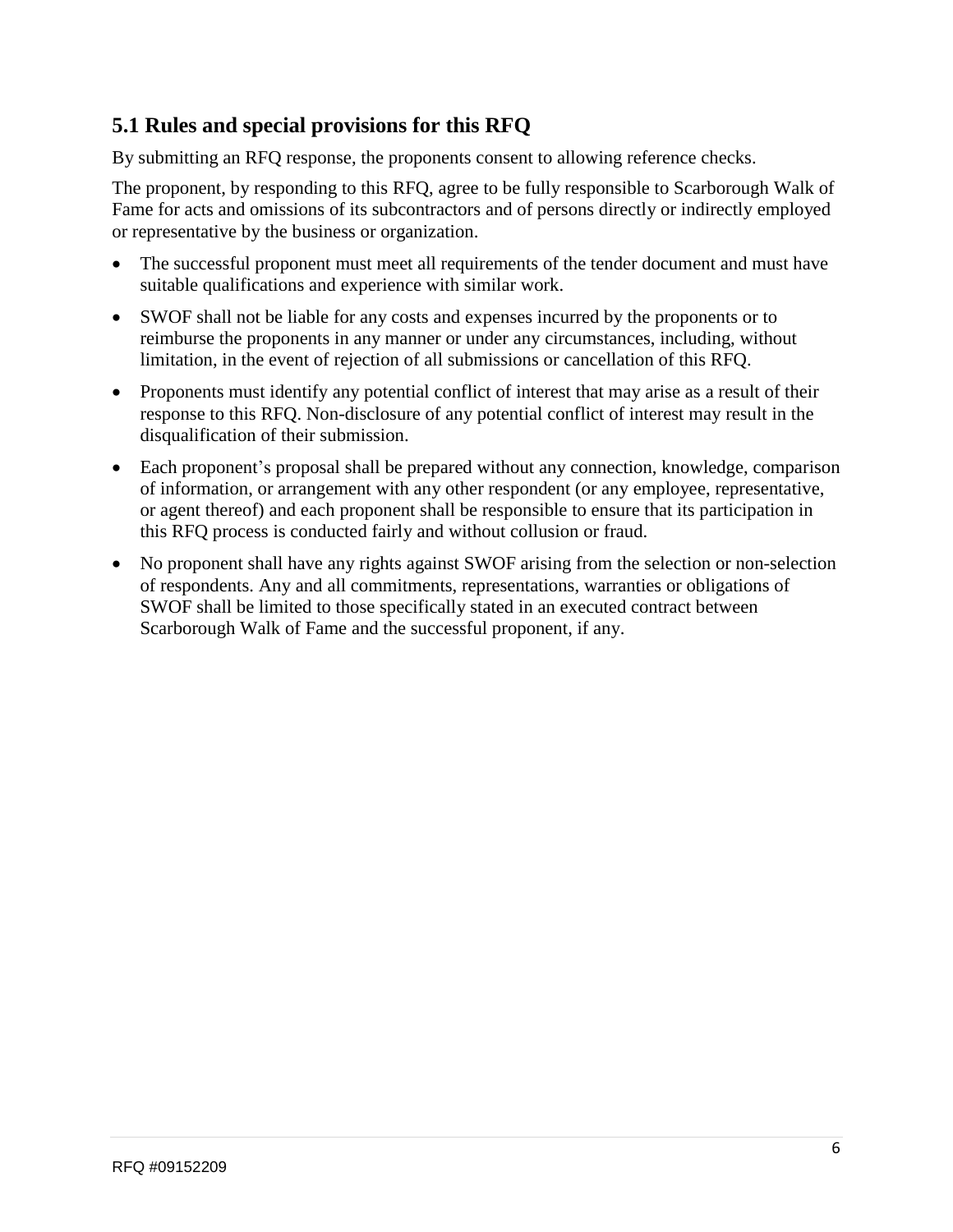## 5.1 Rules and special provisions for this RFQ

By submitting an RFQ response, the proponents consent to allowing reference checks.

The proponent, by responding to this RFQ, agree to be fully responsible to Scarborough Walk of Fame for acts and omissions of its subcontractors and of persons directly or indirectly employed or representative by the business or organization.

- The successful proponent must meet all requirements of the tender document and must have suitable qualifications and experience with similar work.
- SWOF shall not be liable for any costs and expenses incurred by the proponents or to reimburse the proponents in any manner or under any circumstances, including, without limitation, in the event of rejection of all submissions or cancellation of this RFQ.
- Proponents must identify any potential conflict of interest that may arise as a result of their response to this RFQ. Non-disclosure of any potential conflict of interest may result in the disqualification of their submission.
- Each proponent's proposal shall be prepared without any connection, knowledge, comparison of information, or arrangement with any other respondent (or any employee, representative, or agent thereof) and each proponent shall be responsible to ensure that its participation in this RFQ process is conducted fairly and without collusion or fraud.
- No proponent shall have any rights against SWOF arising from the selection or non-selection of respondents. Any and all commitments, representations, warranties or obligations of SWOF shall be limited to those specifically stated in an executed contract between Scarborough Walk of Fame and the successful proponent, if any.